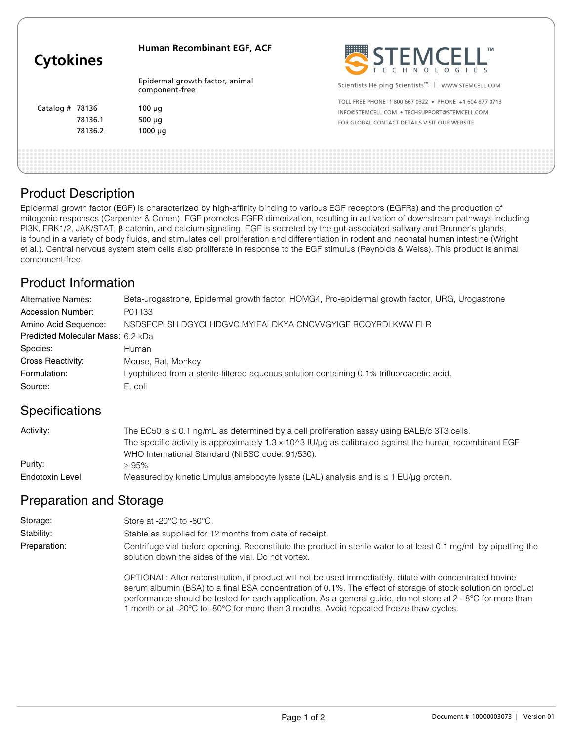# Cytokines

## Human Recombinant EGF, ACF

Epidermal growth factor, animal component-free

| Catalog # | |
|---|---|
| 78136 | 100 µg |
| 78136.1 | 500 µg |
| 78136.2 | 1000 µg |

STEMCELL TECHNOLOGIES

Scientists Helping Scientists™ | WWW.STEMCELL.COM

TOLL FREE PHONE 1 800 667 0322 • PHONE +1 604 877 0713
INFO@STEMCELL.COM • TECHSUPPORT@STEMCELL.COM
FOR GLOBAL CONTACT DETAILS VISIT OUR WEBSITE

## Product Description

Epidermal growth factor (EGF) is characterized by high-affinity binding to various EGF receptors (EGFRs) and the production of mitogenic responses (Carpenter & Cohen). EGF promotes EGFR dimerization, resulting in activation of downstream pathways including PI3K, ERK1/2, JAK/STAT, β-catenin, and calcium signaling. EGF is secreted by the gut-associated salivary and Brunner's glands, is found in a variety of body fluids, and stimulates cell proliferation and differentiation in rodent and neonatal human intestine (Wright et al.). Central nervous system stem cells also proliferate in response to the EGF stimulus (Reynolds & Weiss). This product is animal component-free.

## Product Information

| | |
|---|---|
| Alternative Names: | Beta-urogastrone, Epidermal growth factor, HOMG4, Pro-epidermal growth factor, URG, Urogastrone |
| Accession Number: | P01133 |
| Amino Acid Sequence: | NSDSECPLSH DGYCLHDGVC MYIEALDKYA CNCVVGYIGE RCQYRDLKWW ELR |
| Predicted Molecular Mass: | 6.2 kDa |
| Species: | Human |
| Cross Reactivity: | Mouse, Rat, Monkey |
| Formulation: | Lyophilized from a sterile-filtered aqueous solution containing 0.1% trifluoroacetic acid. |
| Source: | E. coli |

## Specifications

| | |
|---|---|
| Activity: | The EC50 is ≤ 0.1 ng/mL as determined by a cell proliferation assay using BALB/c 3T3 cells. The specific activity is approximately 1.3 x 10^3 IU/µg as calibrated against the human recombinant EGF WHO International Standard (NIBSC code: 91/530). |
| Purity: | ≥ 95% |
| Endotoxin Level: | Measured by kinetic Limulus amebocyte lysate (LAL) analysis and is ≤ 1 EU/µg protein. |

## Preparation and Storage

| | |
|---|---|
| Storage: | Store at -20°C to -80°C. |
| Stability: | Stable as supplied for 12 months from date of receipt. |
| Preparation: | Centrifuge vial before opening. Reconstitute the product in sterile water to at least 0.1 mg/mL by pipetting the solution down the sides of the vial. Do not vortex. |

OPTIONAL: After reconstitution, if product will not be used immediately, dilute with concentrated bovine serum albumin (BSA) to a final BSA concentration of 0.1%. The effect of storage of stock solution on product performance should be tested for each application. As a general guide, do not store at 2 - 8°C for more than 1 month or at -20°C to -80°C for more than 3 months. Avoid repeated freeze-thaw cycles.

Document # 10000003073 | Version 01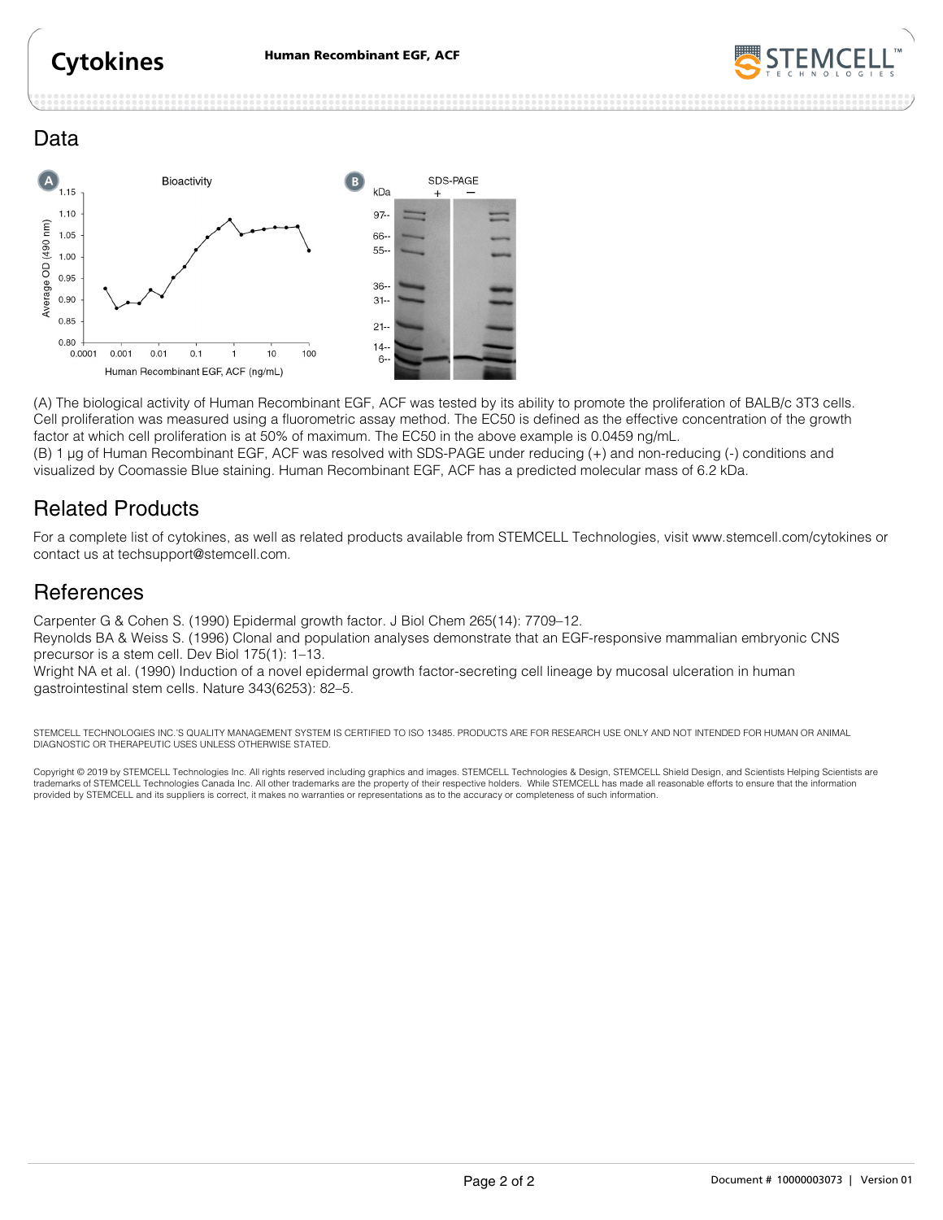## Data

A

Bioactivity

Average OD (490 nm)

1.15
1.10
1.05
1.00
0.95
0.90
0.85
0.80

0.0001 0.001 0.01 0.1 1 10 100

Human Recombinant EGF, ACF (ng/mL)

B

SDS-PAGE

kDa + −

97--
66--
55--
36--
31--
21--
14--
6--

(A) The biological activity of Human Recombinant EGF, ACF was tested by its ability to promote the proliferation of BALB/c 3T3 cells. Cell proliferation was measured using a fluorometric assay method. The EC50 is defined as the effective concentration of the growth factor at which cell proliferation is at 50% of maximum. The EC50 in the above example is 0.0459 ng/mL.
(B) 1 µg of Human Recombinant EGF, ACF was resolved with SDS-PAGE under reducing (+) and non-reducing (-) conditions and visualized by Coomassie Blue staining. Human Recombinant EGF, ACF has a predicted molecular mass of 6.2 kDa.

## Related Products

For a complete list of cytokines, as well as related products available from STEMCELL Technologies, visit www.stemcell.com/cytokines or contact us at techsupport@stemcell.com.

## References

Carpenter G & Cohen S. (1990) Epidermal growth factor. J Biol Chem 265(14): 7709–12.
Reynolds BA & Weiss S. (1996) Clonal and population analyses demonstrate that an EGF-responsive mammalian embryonic CNS precursor is a stem cell. Dev Biol 175(1): 1–13.
Wright NA et al. (1990) Induction of a novel epidermal growth factor-secreting cell lineage by mucosal ulceration in human gastrointestinal stem cells. Nature 343(6253): 82–5.

STEMCELL TECHNOLOGIES INC.'S QUALITY MANAGEMENT SYSTEM IS CERTIFIED TO ISO 13485. PRODUCTS ARE FOR RESEARCH USE ONLY AND NOT INTENDED FOR HUMAN OR ANIMAL DIAGNOSTIC OR THERAPEUTIC USES UNLESS OTHERWISE STATED.

Copyright © 2019 by STEMCELL Technologies Inc. All rights reserved including graphics and images. STEMCELL Technologies & Design, STEMCELL Shield Design, and Scientists Helping Scientists are trademarks of STEMCELL Technologies Canada Inc. All other trademarks are the property of their respective holders. While STEMCELL has made all reasonable efforts to ensure that the information provided by STEMCELL and its suppliers is correct, it makes no warranties or representations as to the accuracy or completeness of such information.